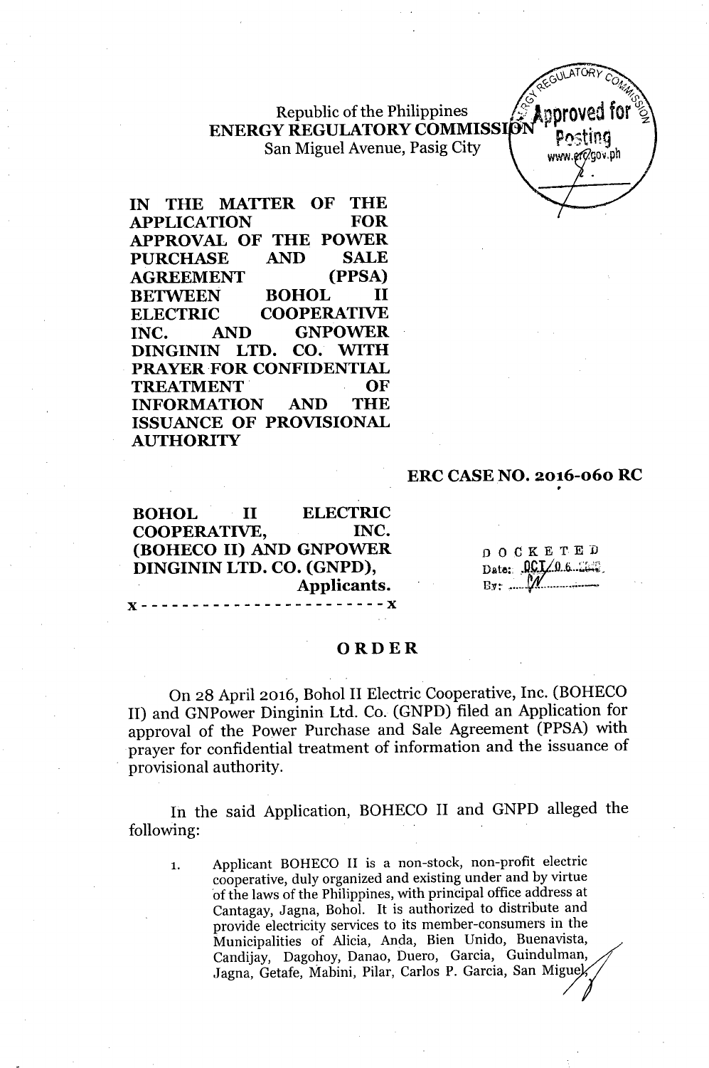Republic of the Philippines
**ENERGY REGULATORY COMMISSION**
San Miguel Avenue, Pasig City

**IN THE MATTER OF THE APPLICATION FOR APPROVAL OF THE POWER PURCHASE AND SALE AGREEMENT (PPSA) BETWEEN BOHOL II ELECTRIC COOPERATIVE INC. AND GNPOWER DINGININ LTD. CO. WITH PRAYER FOR CONFIDENTIAL TREATMENT OF INFORMATION AND THE ISSUANCE OF PROVISIONAL AUTHORITY**

**ERC CASE NO. 2016-060 RC**

**BOHOL II ELECTRIC COOPERATIVE, INC. (BOHECO II) AND GNPOWER DINGININ LTD. CO. (GNPD),**
**Applicants.**
x - - - - - - - - - - - - - - - - - - - - - - - x

DOCKETED
Date: OCT 06 2016
By: ...

# ORDER

On 28 April 2016, Bohol II Electric Cooperative, Inc. (BOHECO II) and GNPower Dinginin Ltd. Co. (GNPD) filed an Application for approval of the Power Purchase and Sale Agreement (PPSA) with prayer for confidential treatment of information and the issuance of provisional authority.

In the said Application, BOHECO II and GNPD alleged the following:

1. Applicant BOHECO II is a non-stock, non-profit electric cooperative, duly organized and existing under and by virtue of the laws of the Philippines, with principal office address at Cantagay, Jagna, Bohol. It is authorized to distribute and provide electricity services to its member-consumers in the Municipalities of Alicia, Anda, Bien Unido, Buenavista, Candijay, Dagohoy, Danao, Duero, Garcia, Guindulman, Jagna, Getafe, Mabini, Pilar, Carlos P. Garcia, San Miguel,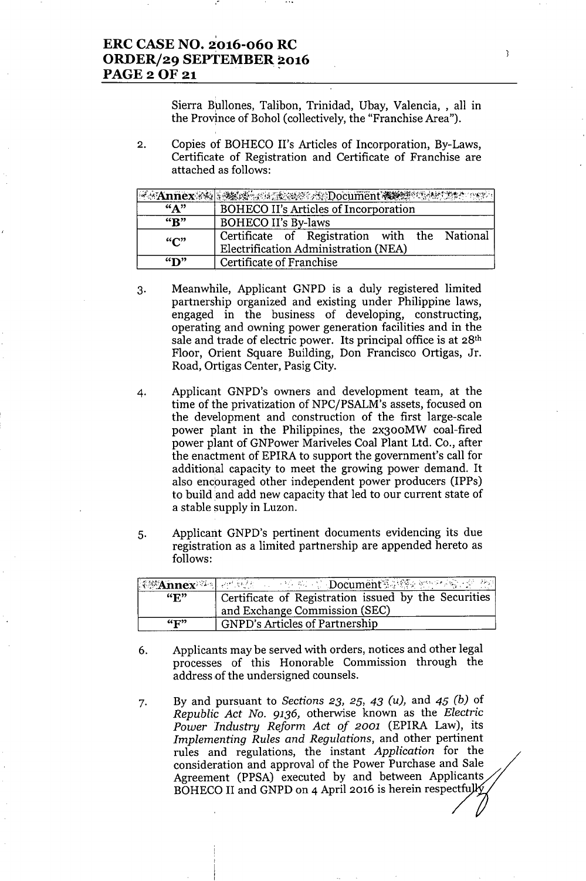Sierra Bullones, Talibon, Trinidad, Ubay, Valencia, , all in the Province of Bohol (collectively, the "Franchise Area").

2. Copies of BOHECO II's Articles of Incorporation, By-Laws, Certificate of Registration and Certificate of Franchise are attached as follows:

| Annex | Document |
|---|---|
| "A" | BOHECO II's Articles of Incorporation |
| "B" | BOHECO II's By-laws |
| "C" | Certificate of Registration with the National Electrification Administration (NEA) |
| "D" | Certificate of Franchise |

3. Meanwhile, Applicant GNPD is a duly registered limited partnership organized and existing under Philippine laws, engaged in the business of developing, constructing, operating and owning power generation facilities and in the sale and trade of electric power. Its principal office is at 28th Floor, Orient Square Building, Don Francisco Ortigas, Jr. Road, Ortigas Center, Pasig City.

4. Applicant GNPD's owners and development team, at the time of the privatization of NPC/PSALM's assets, focused on the development and construction of the first large-scale power plant in the Philippines, the 2x300MW coal-fired power plant of GNPower Mariveles Coal Plant Ltd. Co., after the enactment of EPIRA to support the government's call for additional capacity to meet the growing power demand. It also encouraged other independent power producers (IPPs) to build and add new capacity that led to our current state of a stable supply in Luzon.

5. Applicant GNPD's pertinent documents evidencing its due registration as a limited partnership are appended hereto as follows:

| Annex | Document |
|---|---|
| "E" | Certificate of Registration issued by the Securities and Exchange Commission (SEC) |
| "F" | GNPD's Articles of Partnership |

6. Applicants may be served with orders, notices and other legal processes of this Honorable Commission through the address of the undersigned counsels.

7. By and pursuant to *Sections 23, 25, 43 (u),* and *45 (b)* of *Republic Act No. 9136,* otherwise known as the *Electric Power Industry Reform Act of 2001* (EPIRA Law), its *Implementing Rules and Regulations*, and other pertinent rules and regulations, the instant *Application* for the consideration and approval of the Power Purchase and Sale Agreement (PPSA) executed by and between Applicants BOHECO II and GNPD on 4 April 2016 is herein respectfully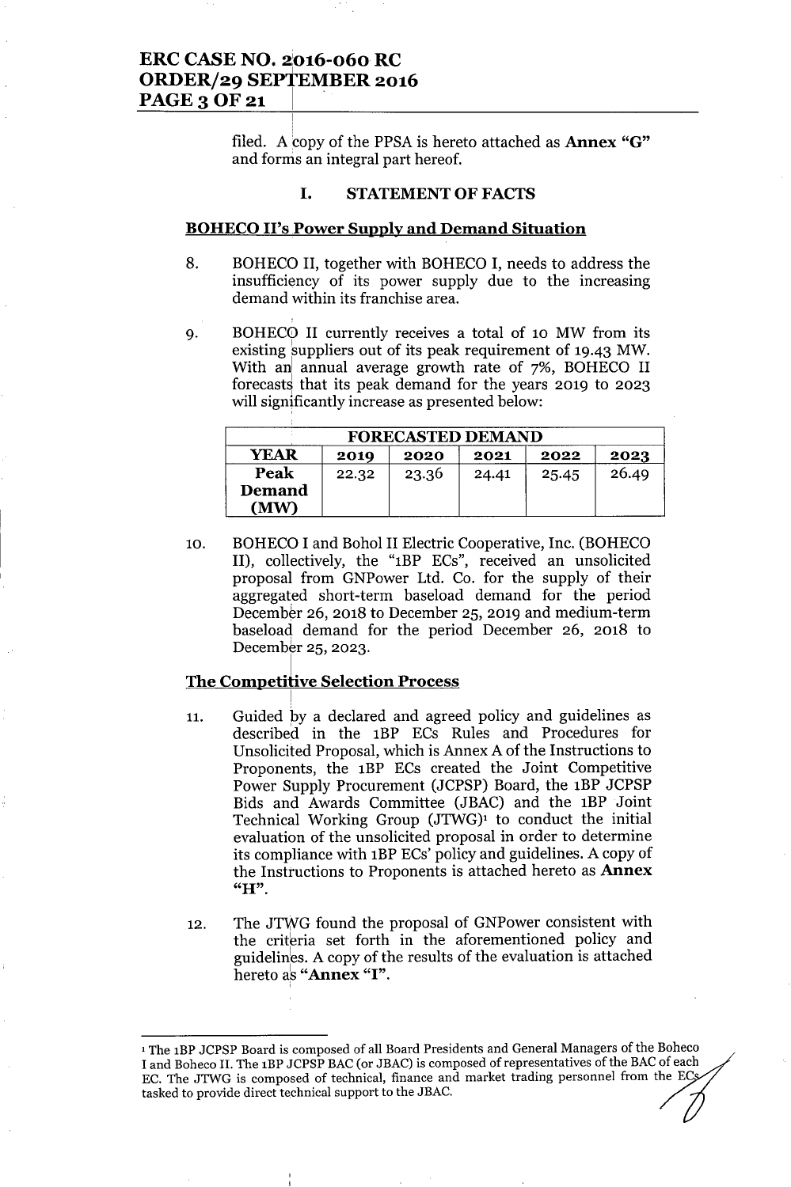filed. A copy of the PPSA is hereto attached as **Annex "G"** and forms an integral part hereof.

## I. STATEMENT OF FACTS

**BOHECO II's Power Supply and Demand Situation**

8. BOHECO II, together with BOHECO I, needs to address the insufficiency of its power supply due to the increasing demand within its franchise area.

9. BOHECO II currently receives a total of 10 MW from its existing suppliers out of its peak requirement of 19.43 MW. With an annual average growth rate of 7%, BOHECO II forecasts that its peak demand for the years 2019 to 2023 will significantly increase as presented below:

| FORECASTED DEMAND | | | | | |
|---|---|---|---|---|---|
| **YEAR** | **2019** | **2020** | **2021** | **2022** | **2023** |
| **Peak Demand (MW)** | 22.32 | 23.36 | 24.41 | 25.45 | 26.49 |

10. BOHECO I and Bohol II Electric Cooperative, Inc. (BOHECO II), collectively, the "1BP ECs", received an unsolicited proposal from GNPower Ltd. Co. for the supply of their aggregated short-term baseload demand for the period December 26, 2018 to December 25, 2019 and medium-term baseload demand for the period December 26, 2018 to December 25, 2023.

**The Competitive Selection Process**

11. Guided by a declared and agreed policy and guidelines as described in the 1BP ECs Rules and Procedures for Unsolicited Proposal, which is Annex A of the Instructions to Proponents, the 1BP ECs created the Joint Competitive Power Supply Procurement (JCPSP) Board, the 1BP JCPSP Bids and Awards Committee (JBAC) and the 1BP Joint Technical Working Group (JTWG)[1] to conduct the initial evaluation of the unsolicited proposal in order to determine its compliance with 1BP ECs' policy and guidelines. A copy of the Instructions to Proponents is attached hereto as **Annex "H"**.

12. The JTWG found the proposal of GNPower consistent with the criteria set forth in the aforementioned policy and guidelines. A copy of the results of the evaluation is attached hereto as **"Annex "I"**.

---

[1] The 1BP JCPSP Board is composed of all Board Presidents and General Managers of the Boheco I and Boheco II. The 1BP JCPSP BAC (or JBAC) is composed of representatives of the BAC of each EC. The JTWG is composed of technical, finance and market trading personnel from the ECs tasked to provide direct technical support to the JBAC.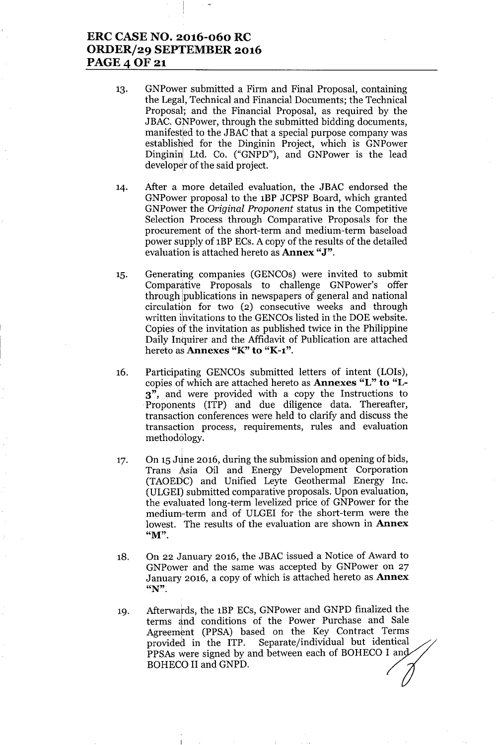13. GNPower submitted a Firm and Final Proposal, containing the Legal, Technical and Financial Documents; the Technical Proposal; and the Financial Proposal, as required by the JBAC. GNPower, through the submitted bidding documents, manifested to the JBAC that a special purpose company was established for the Dinginin Project, which is GNPower Dinginin Ltd. Co. ("GNPD"), and GNPower is the lead developer of the said project.

14. After a more detailed evaluation, the JBAC endorsed the GNPower proposal to the 1BP JCPSP Board, which granted GNPower the *Original Proponent* status in the Competitive Selection Process through Comparative Proposals for the procurement of the short-term and medium-term baseload power supply of 1BP ECs. A copy of the results of the detailed evaluation is attached hereto as **Annex "J"**.

15. Generating companies (GENCOs) were invited to submit Comparative Proposals to challenge GNPower's offer through publications in newspapers of general and national circulation for two (2) consecutive weeks and through written invitations to the GENCOs listed in the DOE website. Copies of the invitation as published twice in the Philippine Daily Inquirer and the Affidavit of Publication are attached hereto as **Annexes "K" to "K-1"**.

16. Participating GENCOs submitted letters of intent (LOIs), copies of which are attached hereto as **Annexes "L" to "L-3"**, and were provided with a copy the Instructions to Proponents (ITP) and due diligence data. Thereafter, transaction conferences were held to clarify and discuss the transaction process, requirements, rules and evaluation methodology.

17. On 15 June 2016, during the submission and opening of bids, Trans Asia Oil and Energy Development Corporation (TAOEDC) and Unified Leyte Geothermal Energy Inc. (ULGEI) submitted comparative proposals. Upon evaluation, the evaluated long-term levelized price of GNPower for the medium-term and of ULGEI for the short-term were the lowest. The results of the evaluation are shown in **Annex "M"**.

18. On 22 January 2016, the JBAC issued a Notice of Award to GNPower and the same was accepted by GNPower on 27 January 2016, a copy of which is attached hereto as **Annex "N"**.

19. Afterwards, the 1BP ECs, GNPower and GNPD finalized the terms and conditions of the Power Purchase and Sale Agreement (PPSA) based on the Key Contract Terms provided in the ITP. Separate/individual but identical PPSAs were signed by and between each of BOHECO I and BOHECO II and GNPD.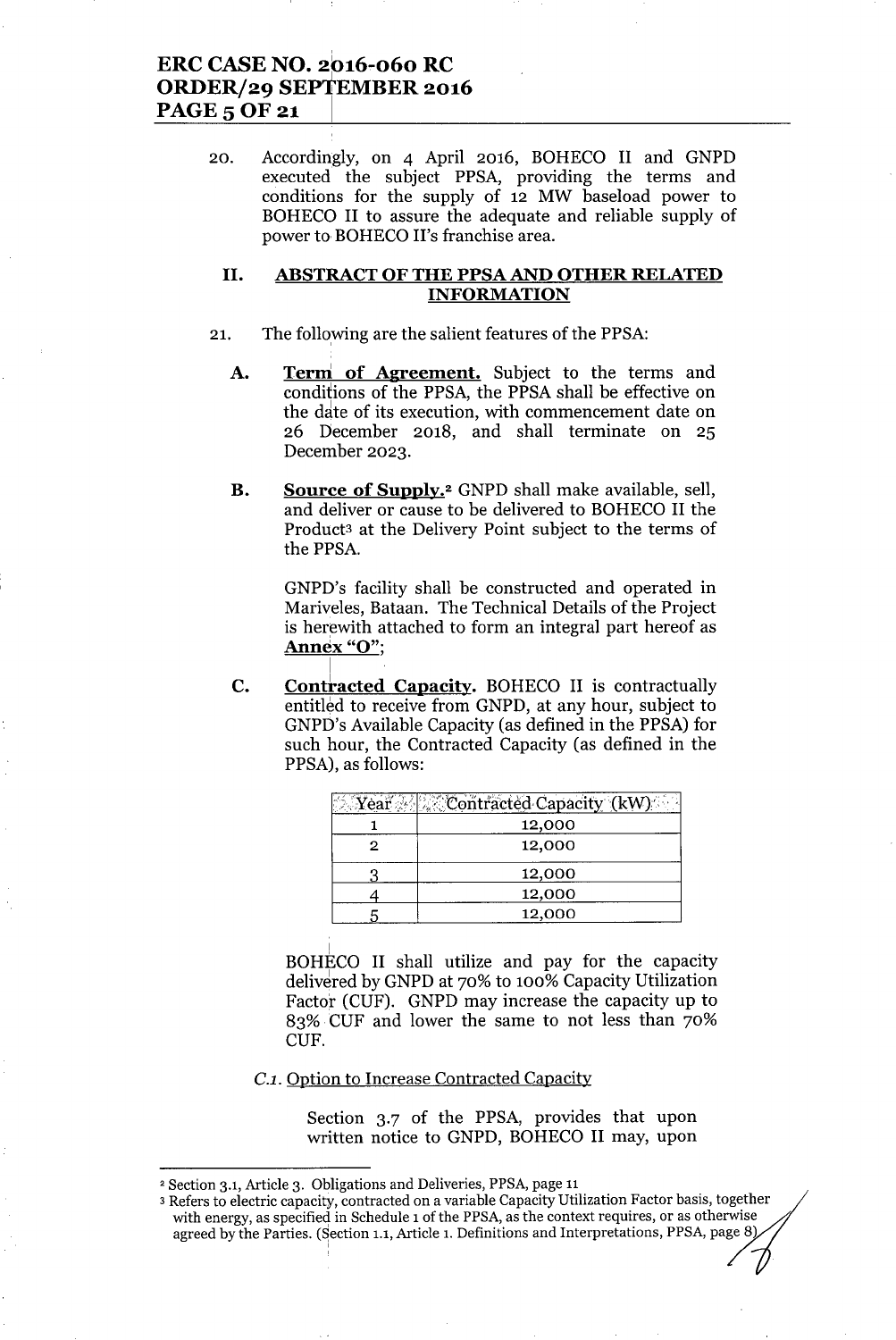20. Accordingly, on 4 April 2016, BOHECO II and GNPD executed the subject PPSA, providing the terms and conditions for the supply of 12 MW baseload power to BOHECO II to assure the adequate and reliable supply of power to BOHECO II's franchise area.

## II. ABSTRACT OF THE PPSA AND OTHER RELATED INFORMATION

21. The following are the salient features of the PPSA:

**A. Term of Agreement.** Subject to the terms and conditions of the PPSA, the PPSA shall be effective on the date of its execution, with commencement date on 26 December 2018, and shall terminate on 25 December 2023.

**B. Source of Supply.**[2] GNPD shall make available, sell, and deliver or cause to be delivered to BOHECO II the Product[3] at the Delivery Point subject to the terms of the PPSA.

GNPD's facility shall be constructed and operated in Mariveles, Bataan. The Technical Details of the Project is herewith attached to form an integral part hereof as **Annex "O"**;

**C. Contracted Capacity.** BOHECO II is contractually entitled to receive from GNPD, at any hour, subject to GNPD's Available Capacity (as defined in the PPSA) for such hour, the Contracted Capacity (as defined in the PPSA), as follows:

| Year | Contracted Capacity (kW) |
|---|---|
| 1 | 12,000 |
| 2 | 12,000 |
| 3 | 12,000 |
| 4 | 12,000 |
| 5 | 12,000 |

BOHECO II shall utilize and pay for the capacity delivered by GNPD at 70% to 100% Capacity Utilization Factor (CUF). GNPD may increase the capacity up to 83% CUF and lower the same to not less than 70% CUF.

*C.1. Option to Increase Contracted Capacity*

Section 3.7 of the PPSA, provides that upon written notice to GNPD, BOHECO II may, upon

---

[2] Section 3.1, Article 3. Obligations and Deliveries, PPSA, page 11

[3] Refers to electric capacity, contracted on a variable Capacity Utilization Factor basis, together with energy, as specified in Schedule 1 of the PPSA, as the context requires, or as otherwise agreed by the Parties. (Section 1.1, Article 1. Definitions and Interpretations, PPSA, page 8)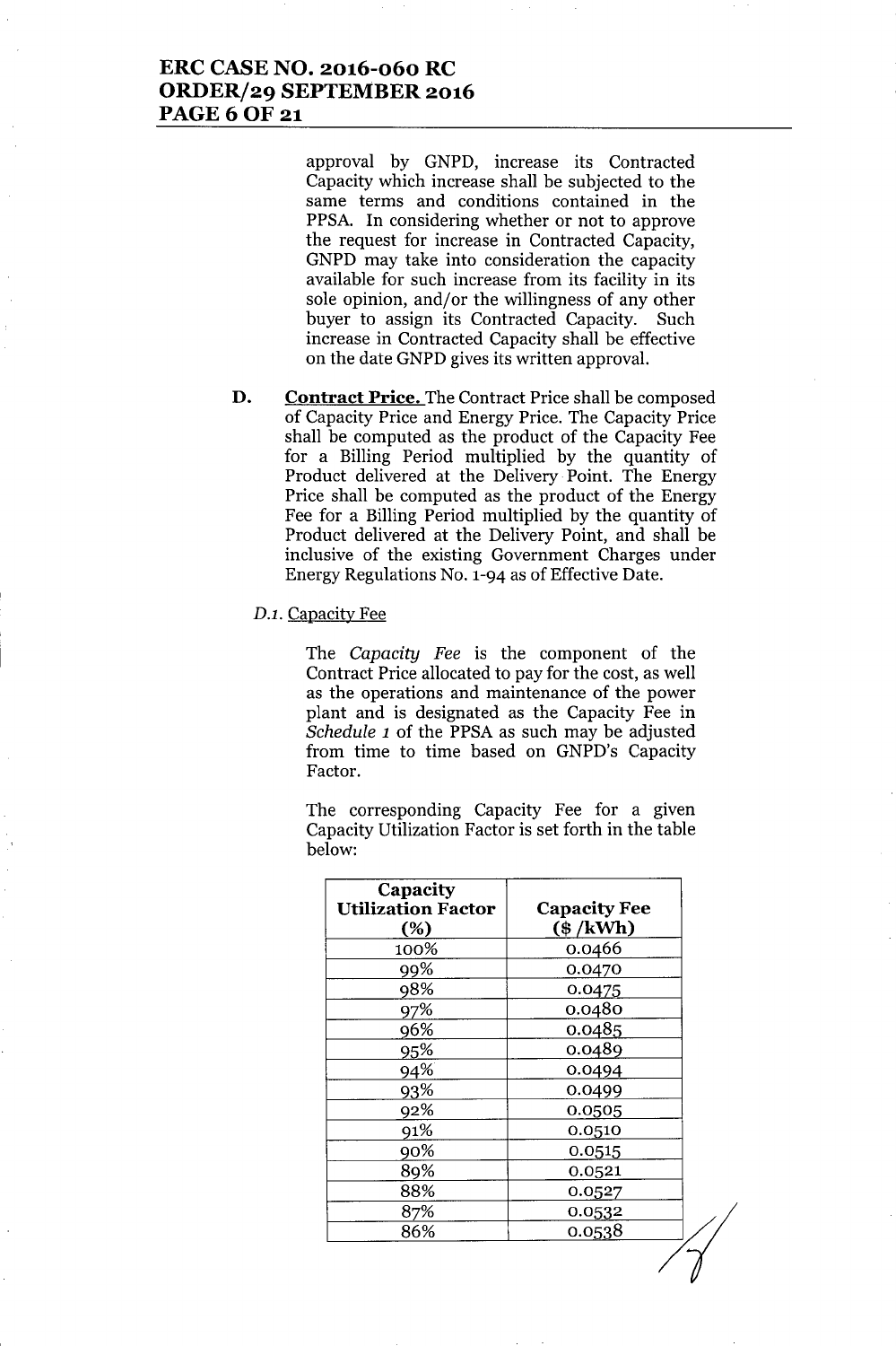approval by GNPD, increase its Contracted Capacity which increase shall be subjected to the same terms and conditions contained in the PPSA. In considering whether or not to approve the request for increase in Contracted Capacity, GNPD may take into consideration the capacity available for such increase from its facility in its sole opinion, and/or the willingness of any other buyer to assign its Contracted Capacity. Such increase in Contracted Capacity shall be effective on the date GNPD gives its written approval.

**D.** **Contract Price.** The Contract Price shall be composed of Capacity Price and Energy Price. The Capacity Price shall be computed as the product of the Capacity Fee for a Billing Period multiplied by the quantity of Product delivered at the Delivery Point. The Energy Price shall be computed as the product of the Energy Fee for a Billing Period multiplied by the quantity of Product delivered at the Delivery Point, and shall be inclusive of the existing Government Charges under Energy Regulations No. 1-94 as of Effective Date.

*D.1.* Capacity Fee

The *Capacity Fee* is the component of the Contract Price allocated to pay for the cost, as well as the operations and maintenance of the power plant and is designated as the Capacity Fee in *Schedule 1* of the PPSA as such may be adjusted from time to time based on GNPD's Capacity Factor.

The corresponding Capacity Fee for a given Capacity Utilization Factor is set forth in the table below:

| Capacity Utilization Factor (%) | Capacity Fee ($ /kWh) |
|---|---|
| 100% | 0.0466 |
| 99% | 0.0470 |
| 98% | 0.0475 |
| 97% | 0.0480 |
| 96% | 0.0485 |
| 95% | 0.0489 |
| 94% | 0.0494 |
| 93% | 0.0499 |
| 92% | 0.0505 |
| 91% | 0.0510 |
| 90% | 0.0515 |
| 89% | 0.0521 |
| 88% | 0.0527 |
| 87% | 0.0532 |
| 86% | 0.0538 |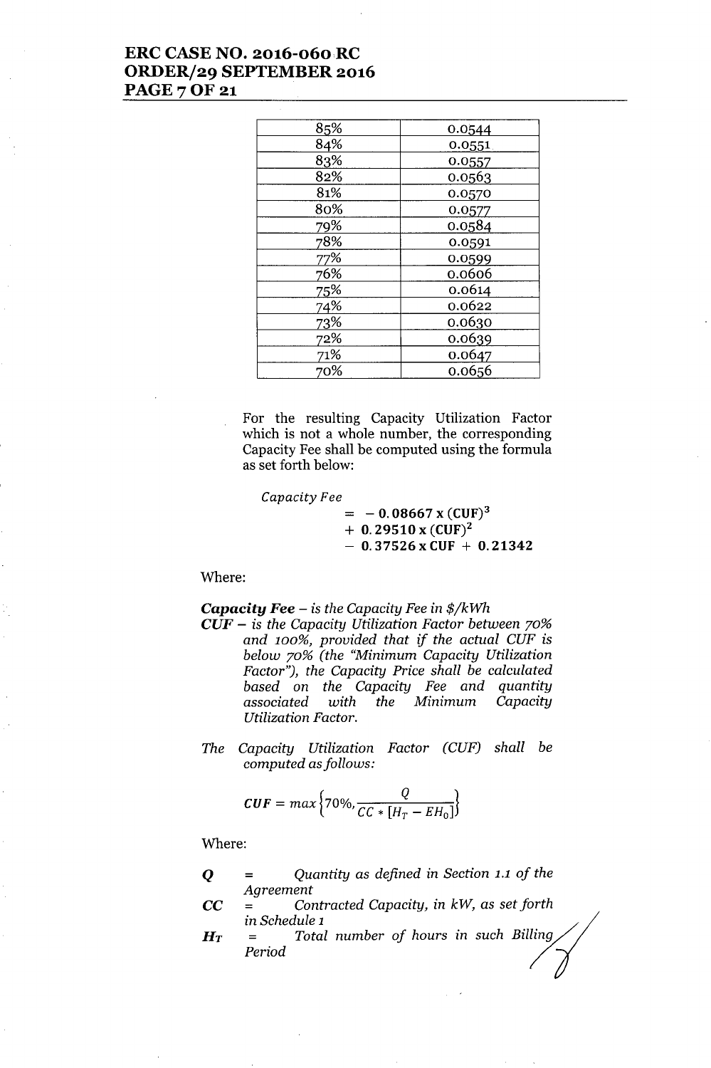| 85% | 0.0544 |
|---|---|
| 84% | 0.0551 |
| 83% | 0.0557 |
| 82% | 0.0563 |
| 81% | 0.0570 |
| 80% | 0.0577 |
| 79% | 0.0584 |
| 78% | 0.0591 |
| 77% | 0.0599 |
| 76% | 0.0606 |
| 75% | 0.0614 |
| 74% | 0.0622 |
| 73% | 0.0630 |
| 72% | 0.0639 |
| 71% | 0.0647 |
| 70% | 0.0656 |

For the resulting Capacity Utilization Factor which is not a whole number, the corresponding Capacity Fee shall be computed using the formula as set forth below:

$$\textit{Capacity Fee} = -0.08667 \times (\mathrm{CUF})^3 + 0.29510 \times (\mathrm{CUF})^2 - 0.37526 \times \mathrm{CUF} + 0.21342$$

Where:

***Capacity Fee*** *– is the Capacity Fee in $/kWh*

***CUF*** *– is the Capacity Utilization Factor between 70% and 100%, provided that if the actual CUF is below 70% (the "Minimum Capacity Utilization Factor"), the Capacity Price shall be calculated based on the Capacity Fee and quantity associated with the Minimum Capacity Utilization Factor.*

*The Capacity Utilization Factor (CUF) shall be computed as follows:*

$$CUF = max\left\{70\%, \frac{Q}{CC * [H_T - EH_0]}\right\}$$

Where:

**$Q$** = *Quantity as defined in Section 1.1 of the Agreement*

**$CC$** = *Contracted Capacity, in kW, as set forth in Schedule 1*

**$H_T$** = *Total number of hours in such Billing Period*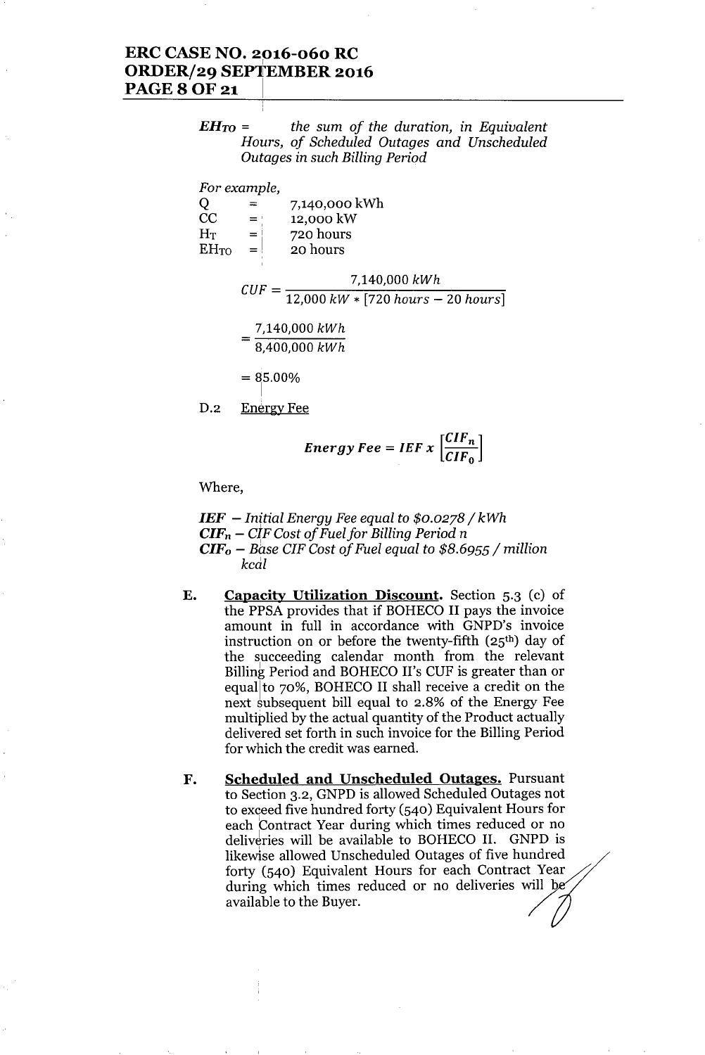***$EH_{TO}$*** = *the sum of the duration, in Equivalent Hours, of Scheduled Outages and Unscheduled Outages in such Billing Period*

*For example,*

Q = 7,140,000 kWh
CC = 12,000 kW
$H_T$ = 720 hours
$EH_{TO}$ = 20 hours

$$CUF = \frac{7{,}140{,}000\ kWh}{12{,}000\ kW * [720\ hours - 20\ hours]}$$

$$= \frac{7{,}140{,}000\ kWh}{8{,}400{,}000\ kWh}$$

$$= 85.00\%$$

D.2 Energy Fee

$$\boldsymbol{Energy\ Fee = IEF\ x\ \left[\frac{CIF_n}{CIF_0}\right]}$$

Where,

***IEF*** – *Initial Energy Fee equal to $0.0278 / kWh*
***$CIF_n$*** – *CIF Cost of Fuel for Billing Period n*
***$CIF_0$*** – *Base CIF Cost of Fuel equal to $8.6955 / million kcal*

E. **Capacity Utilization Discount.** Section 5.3 (c) of the PPSA provides that if BOHECO II pays the invoice amount in full in accordance with GNPD's invoice instruction on or before the twenty-fifth (25th) day of the succeeding calendar month from the relevant Billing Period and BOHECO II's CUF is greater than or equal to 70%, BOHECO II shall receive a credit on the next subsequent bill equal to 2.8% of the Energy Fee multiplied by the actual quantity of the Product actually delivered set forth in such invoice for the Billing Period for which the credit was earned.

F. **Scheduled and Unscheduled Outages.** Pursuant to Section 3.2, GNPD is allowed Scheduled Outages not to exceed five hundred forty (540) Equivalent Hours for each Contract Year during which times reduced or no deliveries will be available to BOHECO II. GNPD is likewise allowed Unscheduled Outages of five hundred forty (540) Equivalent Hours for each Contract Year during which times reduced or no deliveries will be available to the Buyer.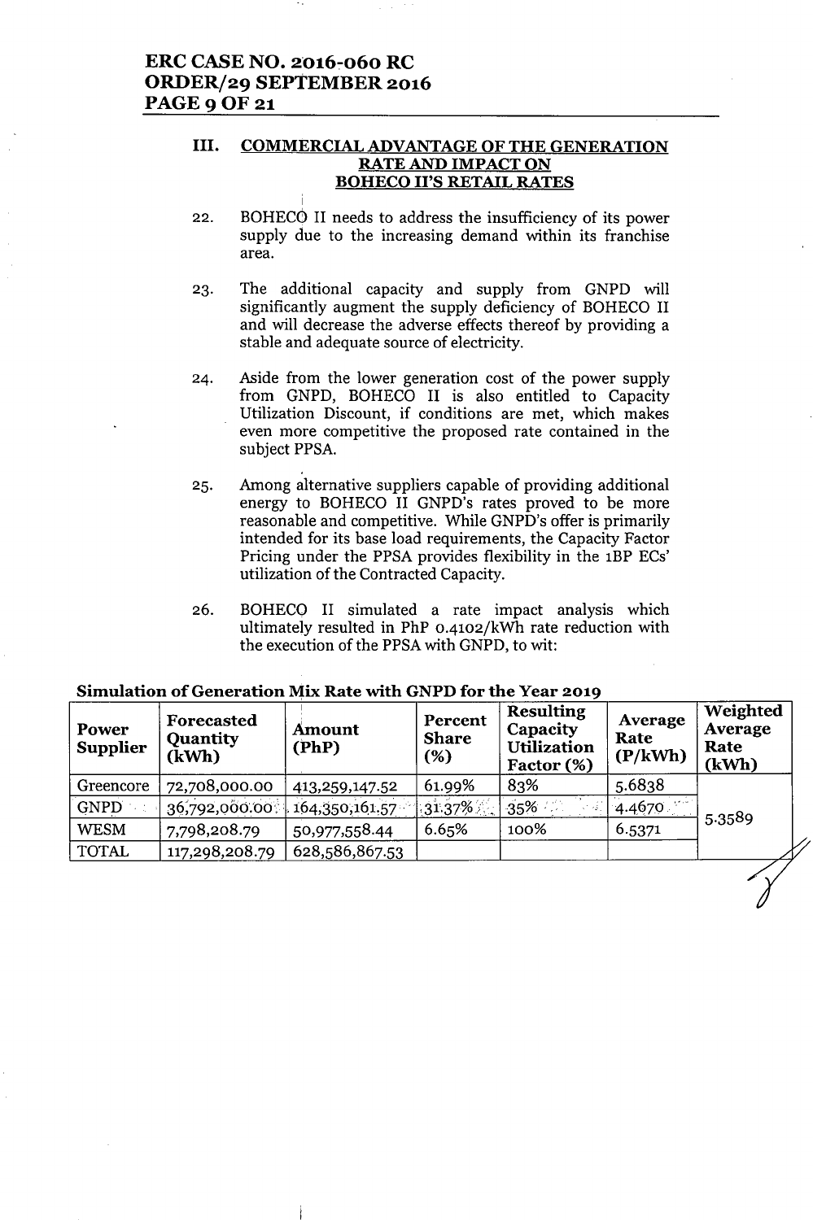### III. COMMERCIAL ADVANTAGE OF THE GENERATION RATE AND IMPACT ON BOHECO II'S RETAIL RATES

22. BOHECO II needs to address the insufficiency of its power supply due to the increasing demand within its franchise area.

23. The additional capacity and supply from GNPD will significantly augment the supply deficiency of BOHECO II and will decrease the adverse effects thereof by providing a stable and adequate source of electricity.

24. Aside from the lower generation cost of the power supply from GNPD, BOHECO II is also entitled to Capacity Utilization Discount, if conditions are met, which makes even more competitive the proposed rate contained in the subject PPSA.

25. Among alternative suppliers capable of providing additional energy to BOHECO II GNPD's rates proved to be more reasonable and competitive. While GNPD's offer is primarily intended for its base load requirements, the Capacity Factor Pricing under the PPSA provides flexibility in the 1BP ECs' utilization of the Contracted Capacity.

26. BOHECO II simulated a rate impact analysis which ultimately resulted in PhP 0.4102/kWh rate reduction with the execution of the PPSA with GNPD, to wit:

**Simulation of Generation Mix Rate with GNPD for the Year 2019**

| Power Supplier | Forecasted Quantity (kWh) | Amount (PhP) | Percent Share (%) | Resulting Capacity Utilization Factor (%) | Average Rate (P/kWh) | Weighted Average Rate (kWh) |
|---|---|---|---|---|---|---|
| Greencore | 72,708,000.00 | 413,259,147.52 | 61.99% | 83% | 5.6838 | 5.3589 |
| GNPD | 36,792,000.00 | 164,350,161.57 | 31.37% | 35% | 4.4670 | |
| WESM | 7,798,208.79 | 50,977,558.44 | 6.65% | 100% | 6.5371 | |
| TOTAL | 117,298,208.79 | 628,586,867.53 | | | | |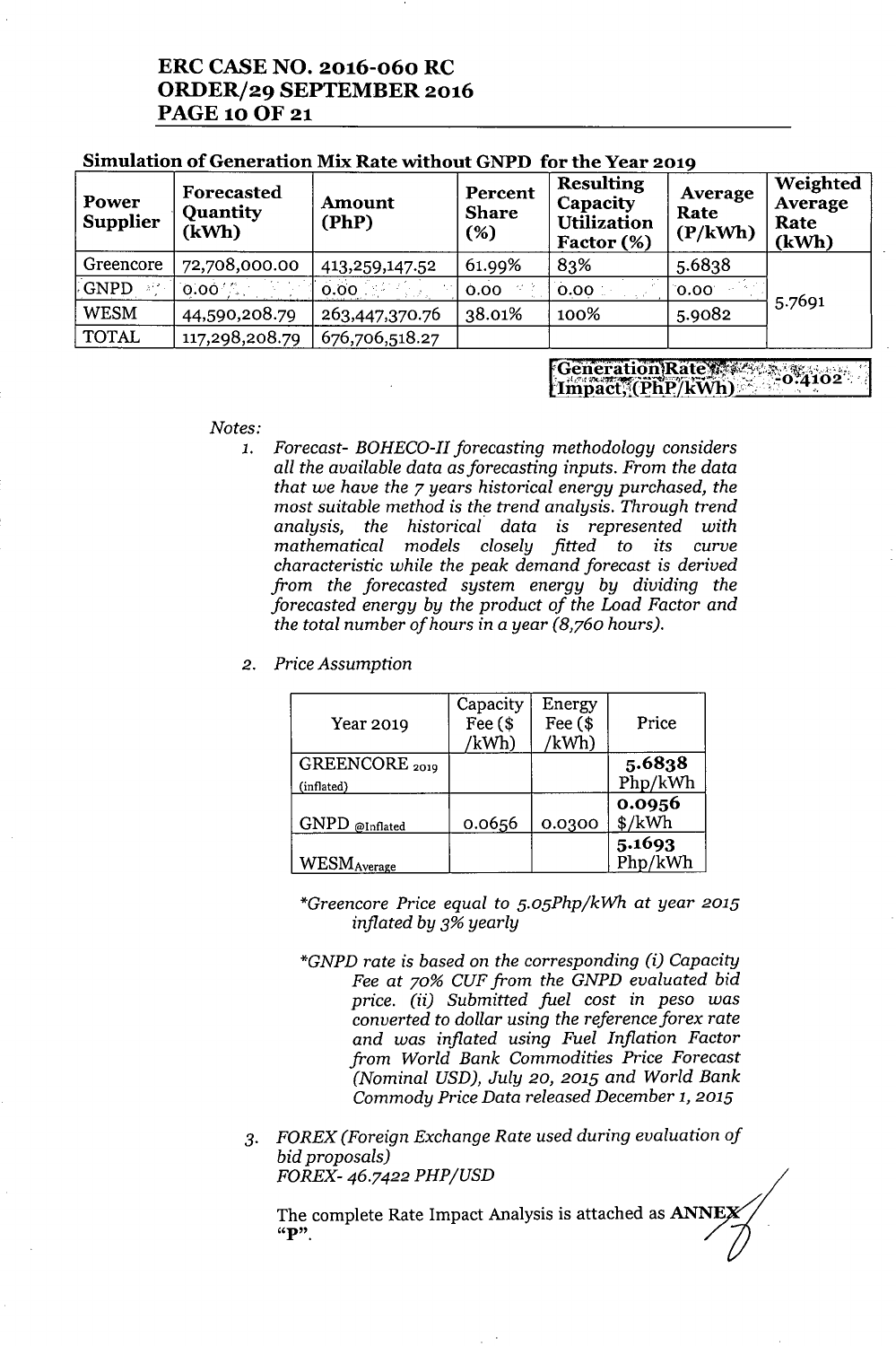**Simulation of Generation Mix Rate without GNPD for the Year 2019**

| Power Supplier | Forecasted Quantity (kWh) | Amount (PhP) | Percent Share (%) | Resulting Capacity Utilization Factor (%) | Average Rate (P/kWh) | Weighted Average Rate (kWh) |
|---|---|---|---|---|---|---|
| Greencore | 72,708,000.00 | 413,259,147.52 | 61.99% | 83% | 5.6838 | 5.7691 |
| GNPD | 0.00 | 0.00 | 0.00 | 0.00 | 0.00 | |
| WESM | 44,590,208.79 | 263,447,370.76 | 38.01% | 100% | 5.9082 | |
| TOTAL | 117,298,208.79 | 676,706,518.27 | | | | |

| Generation Rate Impact, (PhP/kWh) | -0.4102 |
|---|---|

*Notes:*

1. *Forecast- BOHECO-II forecasting methodology considers all the available data as forecasting inputs. From the data that we have the 7 years historical energy purchased, the most suitable method is the trend analysis. Through trend analysis, the historical data is represented with mathematical models closely fitted to its curve characteristic while the peak demand forecast is derived from the forecasted system energy by dividing the forecasted energy by the product of the Load Factor and the total number of hours in a year (8,760 hours).*

2. *Price Assumption*

| Year 2019 | Capacity Fee ($ /kWh) | Energy Fee ($ /kWh) | Price |
|---|---|---|---|
| GREENCORE $_{2019}$ (inflated) | | | **5.6838** Php/kWh |
| GNPD $_{@Inflated}$ | 0.0656 | 0.0300 | **0.0956** $/kWh |
| WESM$_{Average}$ | | | **5.1693** Php/kWh |

*\*Greencore Price equal to 5.05Php/kWh at year 2015 inflated by 3% yearly*

*\*GNPD rate is based on the corresponding (i) Capacity Fee at 70% CUF from the GNPD evaluated bid price. (ii) Submitted fuel cost in peso was converted to dollar using the reference forex rate and was inflated using Fuel Inflation Factor from World Bank Commodities Price Forecast (Nominal USD), July 20, 2015 and World Bank Commody Price Data released December 1, 2015*

3. *FOREX (Foreign Exchange Rate used during evaluation of bid proposals)*
   *FOREX- 46.7422 PHP/USD*

The complete Rate Impact Analysis is attached as **ANNEX "P"**.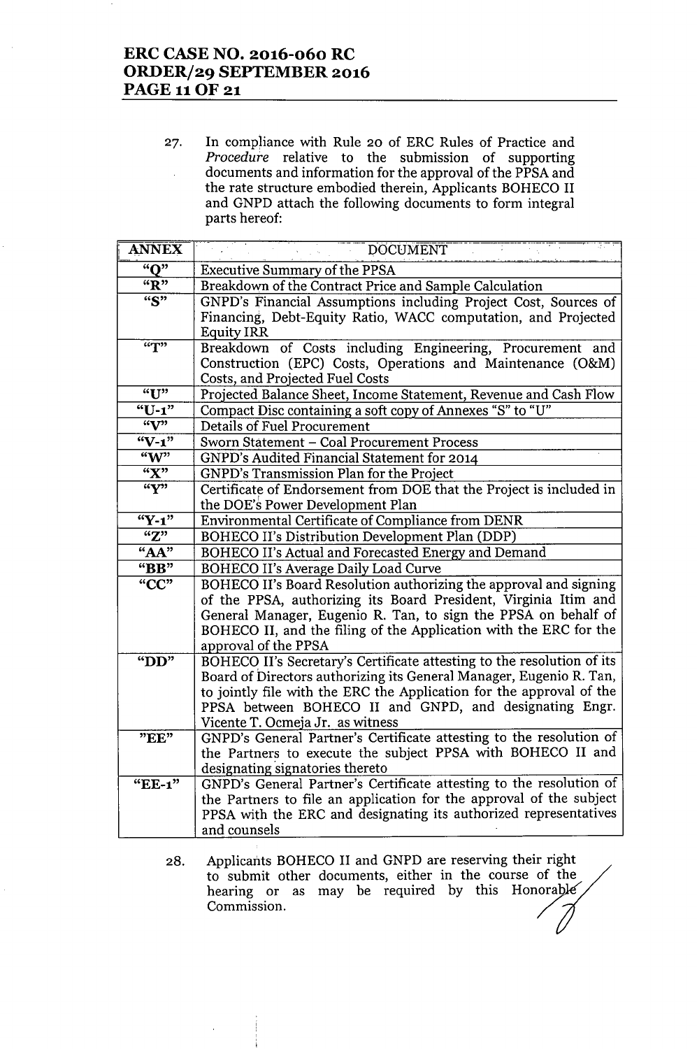27. In compliance with Rule 20 of ERC Rules of Practice and *Procedure* relative to the submission of supporting documents and information for the approval of the PPSA and the rate structure embodied therein, Applicants BOHECO II and GNPD attach the following documents to form integral parts hereof:

| ANNEX | DOCUMENT |
|---|---|
| "Q" | Executive Summary of the PPSA |
| "R" | Breakdown of the Contract Price and Sample Calculation |
| "S" | GNPD's Financial Assumptions including Project Cost, Sources of Financing, Debt-Equity Ratio, WACC computation, and Projected Equity IRR |
| "T" | Breakdown of Costs including Engineering, Procurement and Construction (EPC) Costs, Operations and Maintenance (O&M) Costs, and Projected Fuel Costs |
| "U" | Projected Balance Sheet, Income Statement, Revenue and Cash Flow |
| "U-1" | Compact Disc containing a soft copy of Annexes "S" to "U" |
| "V" | Details of Fuel Procurement |
| "V-1" | Sworn Statement – Coal Procurement Process |
| "W" | GNPD's Audited Financial Statement for 2014 |
| "X" | GNPD's Transmission Plan for the Project |
| "Y" | Certificate of Endorsement from DOE that the Project is included in the DOE's Power Development Plan |
| "Y-1" | Environmental Certificate of Compliance from DENR |
| "Z" | BOHECO II's Distribution Development Plan (DDP) |
| "AA" | BOHECO II's Actual and Forecasted Energy and Demand |
| "BB" | BOHECO II's Average Daily Load Curve |
| "CC" | BOHECO II's Board Resolution authorizing the approval and signing of the PPSA, authorizing its Board President, Virginia Itim and General Manager, Eugenio R. Tan, to sign the PPSA on behalf of BOHECO II, and the filing of the Application with the ERC for the approval of the PPSA |
| "DD" | BOHECO II's Secretary's Certificate attesting to the resolution of its Board of Directors authorizing its General Manager, Eugenio R. Tan, to jointly file with the ERC the Application for the approval of the PPSA between BOHECO II and GNPD, and designating Engr. Vicente T. Ocmeja Jr. as witness |
| "EE" | GNPD's General Partner's Certificate attesting to the resolution of the Partners to execute the subject PPSA with BOHECO II and designating signatories thereto |
| "EE-1" | GNPD's General Partner's Certificate attesting to the resolution of the Partners to file an application for the approval of the subject PPSA with the ERC and designating its authorized representatives and counsels |

28. Applicants BOHECO II and GNPD are reserving their right to submit other documents, either in the course of the hearing or as may be required by this Honorable Commission.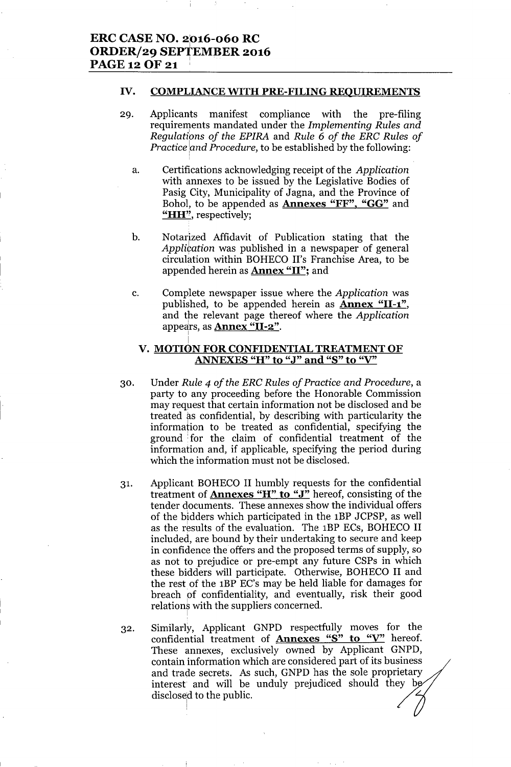## IV. COMPLIANCE WITH PRE-FILING REQUIREMENTS

29. Applicants manifest compliance with the pre-filing requirements mandated under the *Implementing Rules and Regulations of the EPIRA* and *Rule 6 of the ERC Rules of Practice and Procedure*, to be established by the following:

    a. Certifications acknowledging receipt of the *Application* with annexes to be issued by the Legislative Bodies of Pasig City, Municipality of Jagna, and the Province of Bohol, to be appended as **Annexes "FF", "GG"** and **"HH"**, respectively;

    b. Notarized Affidavit of Publication stating that the *Application* was published in a newspaper of general circulation within BOHECO II's Franchise Area, to be appended herein as **Annex "II"**; and

    c. Complete newspaper issue where the *Application* was published, to be appended herein as **Annex "II-1"**, and the relevant page thereof where the *Application* appears, as **Annex "II-2"**.

## V. MOTION FOR CONFIDENTIAL TREATMENT OF ANNEXES "H" to "J" and "S" to "V"

30. Under *Rule 4 of the ERC Rules of Practice and Procedure*, a party to any proceeding before the Honorable Commission may request that certain information not be disclosed and be treated as confidential, by describing with particularity the information to be treated as confidential, specifying the ground for the claim of confidential treatment of the information and, if applicable, specifying the period during which the information must not be disclosed.

31. Applicant BOHECO II humbly requests for the confidential treatment of **Annexes "H" to "J"** hereof, consisting of the tender documents. These annexes show the individual offers of the bidders which participated in the 1BP JCPSP, as well as the results of the evaluation. The 1BP ECs, BOHECO II included, are bound by their undertaking to secure and keep in confidence the offers and the proposed terms of supply, so as not to prejudice or pre-empt any future CSPs in which these bidders will participate. Otherwise, BOHECO II and the rest of the 1BP EC's may be held liable for damages for breach of confidentiality, and eventually, risk their good relations with the suppliers concerned.

32. Similarly, Applicant GNPD respectfully moves for the confidential treatment of **Annexes "S" to "V"** hereof. These annexes, exclusively owned by Applicant GNPD, contain information which are considered part of its business and trade secrets. As such, GNPD has the sole proprietary interest and will be unduly prejudiced should they be disclosed to the public.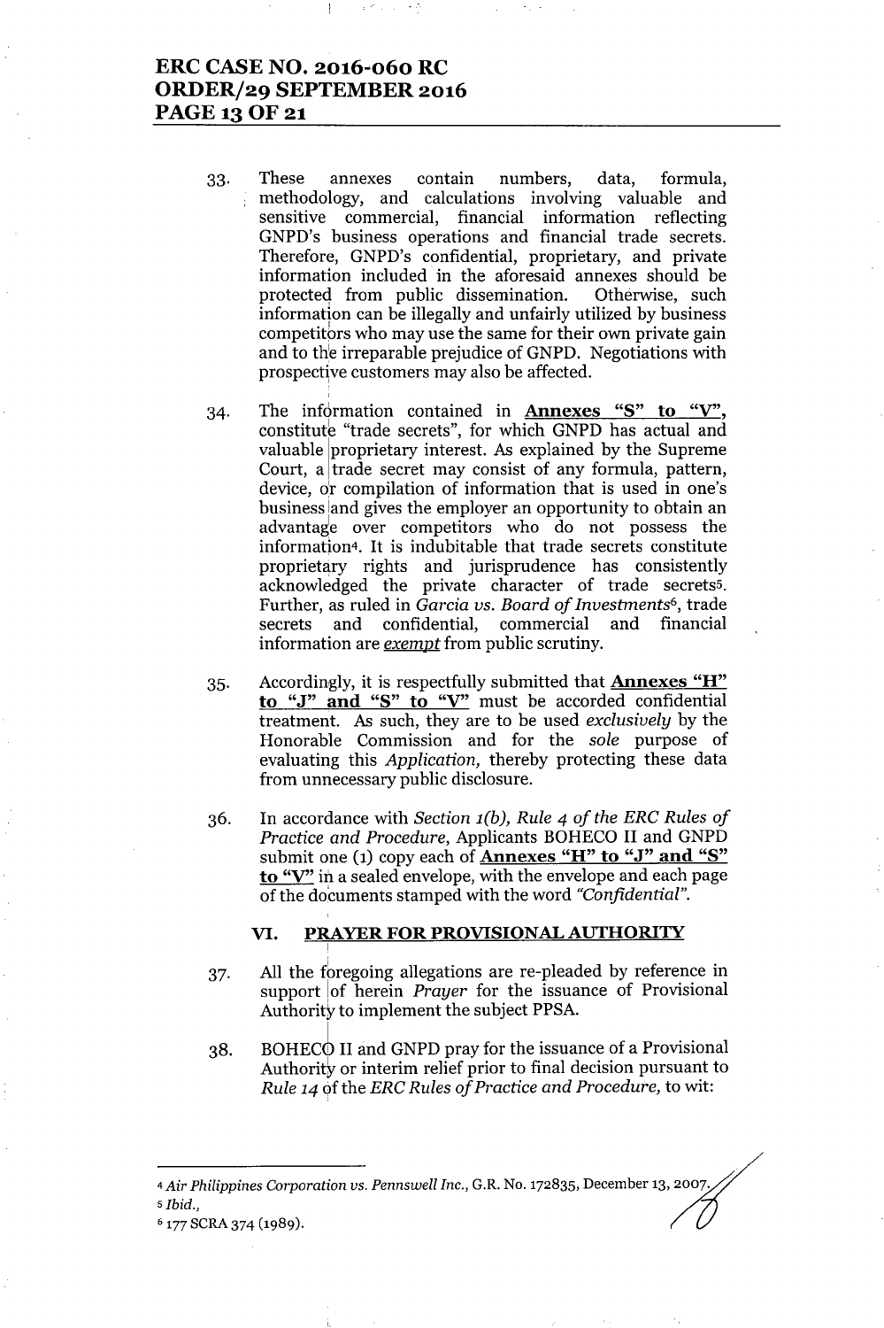33. These annexes contain numbers, data, formula, methodology, and calculations involving valuable and sensitive commercial, financial information reflecting GNPD's business operations and financial trade secrets. Therefore, GNPD's confidential, proprietary, and private information included in the aforesaid annexes should be protected from public dissemination. Otherwise, such information can be illegally and unfairly utilized by business competitors who may use the same for their own private gain and to the irreparable prejudice of GNPD. Negotiations with prospective customers may also be affected.

34. The information contained in **Annexes "S" to "V"**, constitute "trade secrets", for which GNPD has actual and valuable proprietary interest. As explained by the Supreme Court, a trade secret may consist of any formula, pattern, device, or compilation of information that is used in one's business and gives the employer an opportunity to obtain an advantage over competitors who do not possess the information[4]. It is indubitable that trade secrets constitute proprietary rights and jurisprudence has consistently acknowledged the private character of trade secrets[5]. Further, as ruled in *Garcia vs. Board of Investments*[6], trade secrets and confidential, commercial and financial information are *exempt* from public scrutiny.

35. Accordingly, it is respectfully submitted that **Annexes "H" to "J" and "S" to "V"** must be accorded confidential treatment. As such, they are to be used *exclusively* by the Honorable Commission and for the *sole* purpose of evaluating this *Application,* thereby protecting these data from unnecessary public disclosure.

36. In accordance with *Section 1(b), Rule 4 of the ERC Rules of Practice and Procedure*, Applicants BOHECO II and GNPD submit one (1) copy each of **Annexes "H" to "J" and "S" to "V"** in a sealed envelope, with the envelope and each page of the documents stamped with the word *"Confidential"*.

## VI. PRAYER FOR PROVISIONAL AUTHORITY

37. All the foregoing allegations are re-pleaded by reference in support of herein *Prayer* for the issuance of Provisional Authority to implement the subject PPSA.

38. BOHECO II and GNPD pray for the issuance of a Provisional Authority or interim relief prior to final decision pursuant to *Rule 14* of the *ERC Rules of Practice and Procedure,* to wit:

---

[4] *Air Philippines Corporation vs. Pennswell Inc.*, G.R. No. 172835, December 13, 2007.

[5] *Ibid.,*

[6] 177 SCRA 374 (1989).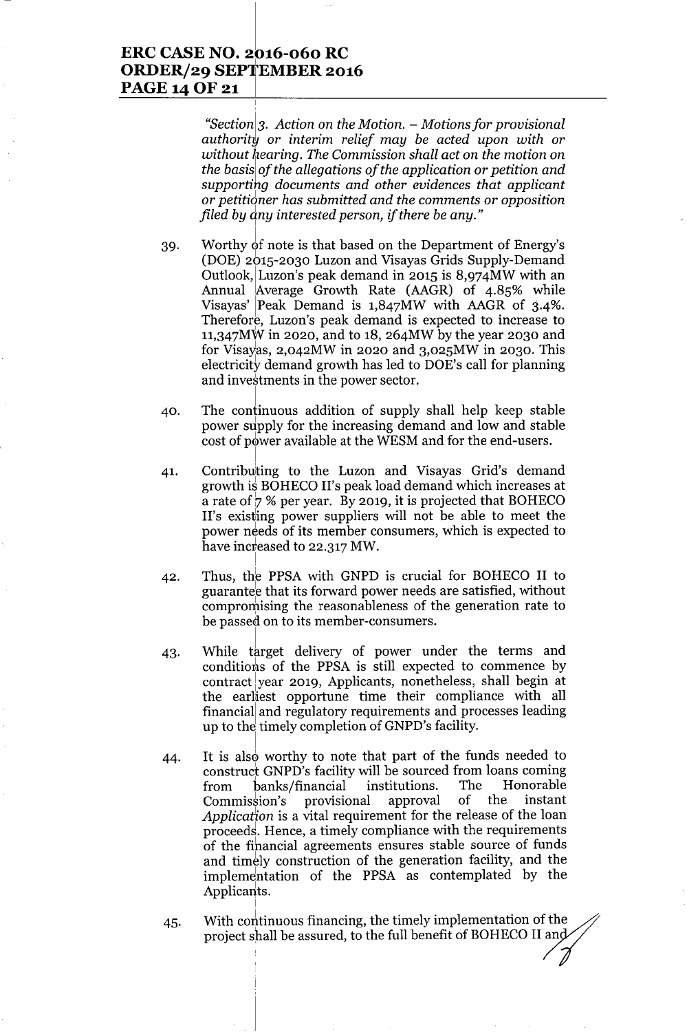*"Section 3. Action on the Motion. – Motions for provisional authority or interim relief may be acted upon with or without hearing. The Commission shall act on the motion on the basis of the allegations of the application or petition and supporting documents and other evidences that applicant or petitioner has submitted and the comments or opposition filed by any interested person, if there be any."*

39. Worthy of note is that based on the Department of Energy's (DOE) 2015-2030 Luzon and Visayas Grids Supply-Demand Outlook, Luzon's peak demand in 2015 is 8,974MW with an Annual Average Growth Rate (AAGR) of 4.85% while Visayas' Peak Demand is 1,847MW with AAGR of 3.4%. Therefore, Luzon's peak demand is expected to increase to 11,347MW in 2020, and to 18, 264MW by the year 2030 and for Visayas, 2,042MW in 2020 and 3,025MW in 2030. This electricity demand growth has led to DOE's call for planning and investments in the power sector.

40. The continuous addition of supply shall help keep stable power supply for the increasing demand and low and stable cost of power available at the WESM and for the end-users.

41. Contributing to the Luzon and Visayas Grid's demand growth is BOHECO II's peak load demand which increases at a rate of 7 % per year. By 2019, it is projected that BOHECO II's existing power suppliers will not be able to meet the power needs of its member consumers, which is expected to have increased to 22.317 MW.

42. Thus, the PPSA with GNPD is crucial for BOHECO II to guarantee that its forward power needs are satisfied, without compromising the reasonableness of the generation rate to be passed on to its member-consumers.

43. While target delivery of power under the terms and conditions of the PPSA is still expected to commence by contract year 2019, Applicants, nonetheless, shall begin at the earliest opportune time their compliance with all financial and regulatory requirements and processes leading up to the timely completion of GNPD's facility.

44. It is also worthy to note that part of the funds needed to construct GNPD's facility will be sourced from loans coming from banks/financial institutions. The Honorable Commission's provisional approval of the instant *Application* is a vital requirement for the release of the loan proceeds. Hence, a timely compliance with the requirements of the financial agreements ensures stable source of funds and timely construction of the generation facility, and the implementation of the PPSA as contemplated by the Applicants.

45. With continuous financing, the timely implementation of the project shall be assured, to the full benefit of BOHECO II and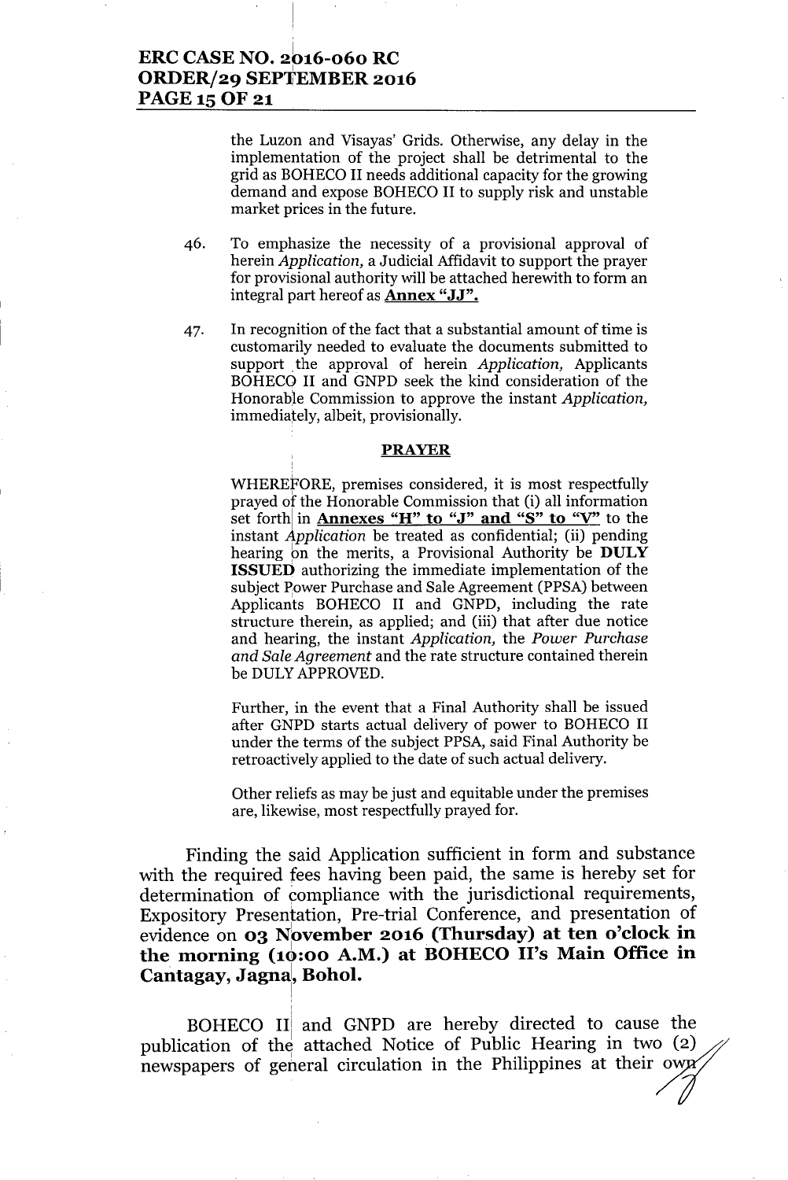the Luzon and Visayas' Grids. Otherwise, any delay in the implementation of the project shall be detrimental to the grid as BOHECO II needs additional capacity for the growing demand and expose BOHECO II to supply risk and unstable market prices in the future.

46. To emphasize the necessity of a provisional approval of herein *Application*, a Judicial Affidavit to support the prayer for provisional authority will be attached herewith to form an integral part hereof as **Annex "JJ".**

47. In recognition of the fact that a substantial amount of time is customarily needed to evaluate the documents submitted to support the approval of herein *Application*, Applicants BOHECO II and GNPD seek the kind consideration of the Honorable Commission to approve the instant *Application*, immediately, albeit, provisionally.

**PRAYER**

WHEREFORE, premises considered, it is most respectfully prayed of the Honorable Commission that (i) all information set forth in **Annexes "H" to "J" and "S" to "V"** to the instant *Application* be treated as confidential; (ii) pending hearing on the merits, a Provisional Authority be **DULY ISSUED** authorizing the immediate implementation of the subject Power Purchase and Sale Agreement (PPSA) between Applicants BOHECO II and GNPD, including the rate structure therein, as applied; and (iii) that after due notice and hearing, the instant *Application*, the *Power Purchase and Sale Agreement* and the rate structure contained therein be DULY APPROVED.

Further, in the event that a Final Authority shall be issued after GNPD starts actual delivery of power to BOHECO II under the terms of the subject PPSA, said Final Authority be retroactively applied to the date of such actual delivery.

Other reliefs as may be just and equitable under the premises are, likewise, most respectfully prayed for.

Finding the said Application sufficient in form and substance with the required fees having been paid, the same is hereby set for determination of compliance with the jurisdictional requirements, Expository Presentation, Pre-trial Conference, and presentation of evidence on **03 November 2016 (Thursday) at ten o'clock in the morning (10:00 A.M.) at BOHECO II's Main Office in Cantagay, Jagna, Bohol.**

BOHECO II and GNPD are hereby directed to cause the publication of the attached Notice of Public Hearing in two (2) newspapers of general circulation in the Philippines at their own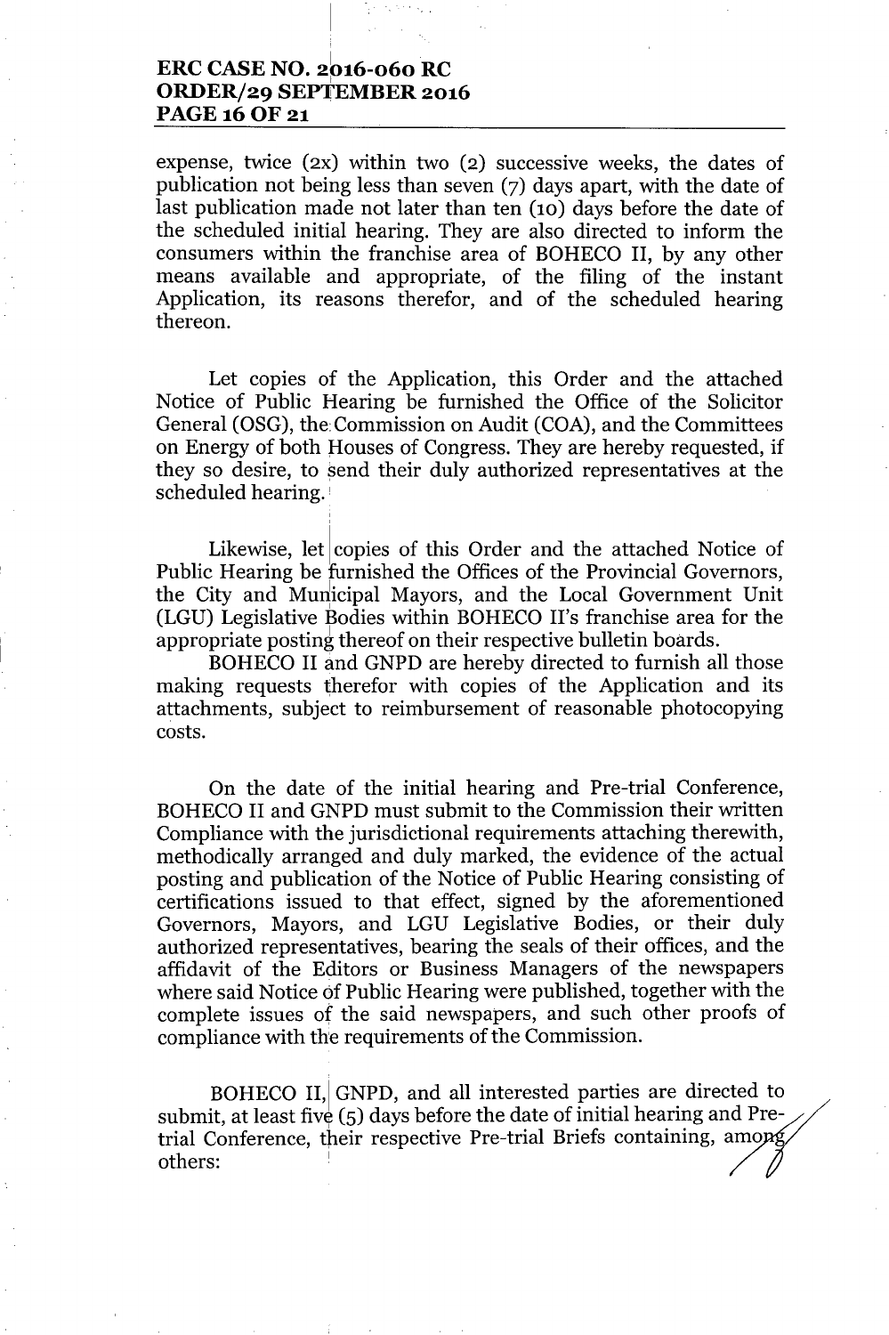expense, twice (2x) within two (2) successive weeks, the dates of publication not being less than seven (7) days apart, with the date of last publication made not later than ten (10) days before the date of the scheduled initial hearing. They are also directed to inform the consumers within the franchise area of BOHECO II, by any other means available and appropriate, of the filing of the instant Application, its reasons therefor, and of the scheduled hearing thereon.

Let copies of the Application, this Order and the attached Notice of Public Hearing be furnished the Office of the Solicitor General (OSG), the Commission on Audit (COA), and the Committees on Energy of both Houses of Congress. They are hereby requested, if they so desire, to send their duly authorized representatives at the scheduled hearing.

Likewise, let copies of this Order and the attached Notice of Public Hearing be furnished the Offices of the Provincial Governors, the City and Municipal Mayors, and the Local Government Unit (LGU) Legislative Bodies within BOHECO II's franchise area for the appropriate posting thereof on their respective bulletin boards.

BOHECO II and GNPD are hereby directed to furnish all those making requests therefor with copies of the Application and its attachments, subject to reimbursement of reasonable photocopying costs.

On the date of the initial hearing and Pre-trial Conference, BOHECO II and GNPD must submit to the Commission their written Compliance with the jurisdictional requirements attaching therewith, methodically arranged and duly marked, the evidence of the actual posting and publication of the Notice of Public Hearing consisting of certifications issued to that effect, signed by the aforementioned Governors, Mayors, and LGU Legislative Bodies, or their duly authorized representatives, bearing the seals of their offices, and the affidavit of the Editors or Business Managers of the newspapers where said Notice of Public Hearing were published, together with the complete issues of the said newspapers, and such other proofs of compliance with the requirements of the Commission.

BOHECO II, GNPD, and all interested parties are directed to submit, at least five (5) days before the date of initial hearing and Pre-trial Conference, their respective Pre-trial Briefs containing, among others: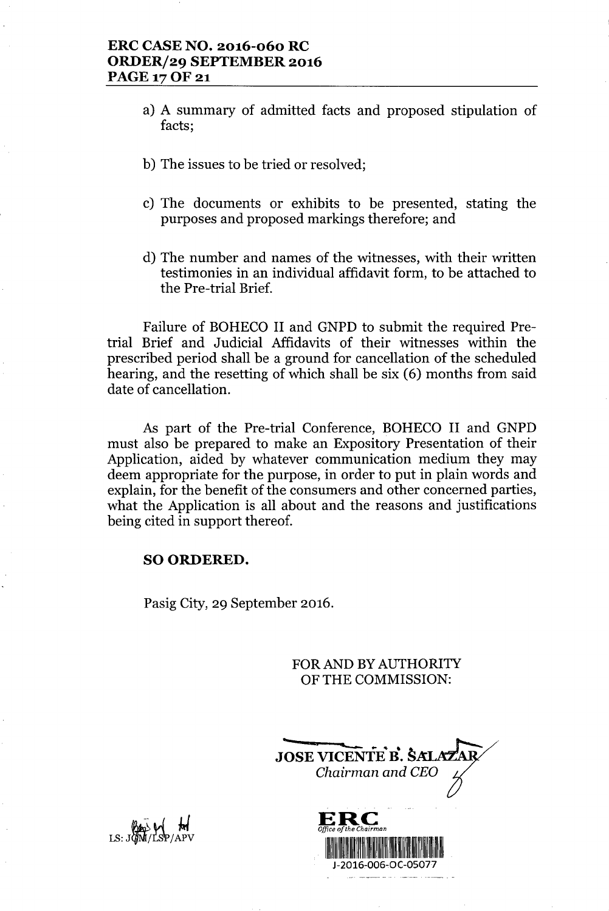a) A summary of admitted facts and proposed stipulation of facts;

b) The issues to be tried or resolved;

c) The documents or exhibits to be presented, stating the purposes and proposed markings therefore; and

d) The number and names of the witnesses, with their written testimonies in an individual affidavit form, to be attached to the Pre-trial Brief.

Failure of BOHECO II and GNPD to submit the required Pre-trial Brief and Judicial Affidavits of their witnesses within the prescribed period shall be a ground for cancellation of the scheduled hearing, and the resetting of which shall be six (6) months from said date of cancellation.

As part of the Pre-trial Conference, BOHECO II and GNPD must also be prepared to make an Expository Presentation of their Application, aided by whatever communication medium they may deem appropriate for the purpose, in order to put in plain words and explain, for the benefit of the consumers and other concerned parties, what the Application is all about and the reasons and justifications being cited in support thereof.

**SO ORDERED.**

Pasig City, 29 September 2016.

FOR AND BY AUTHORITY
OF THE COMMISSION:

**JOSE VICENTE B. SALAZAR**
*Chairman and CEO*

LS: JGM/LSP/APV

ERC
*Office of the Chairman*
J-2016-006-OC-05077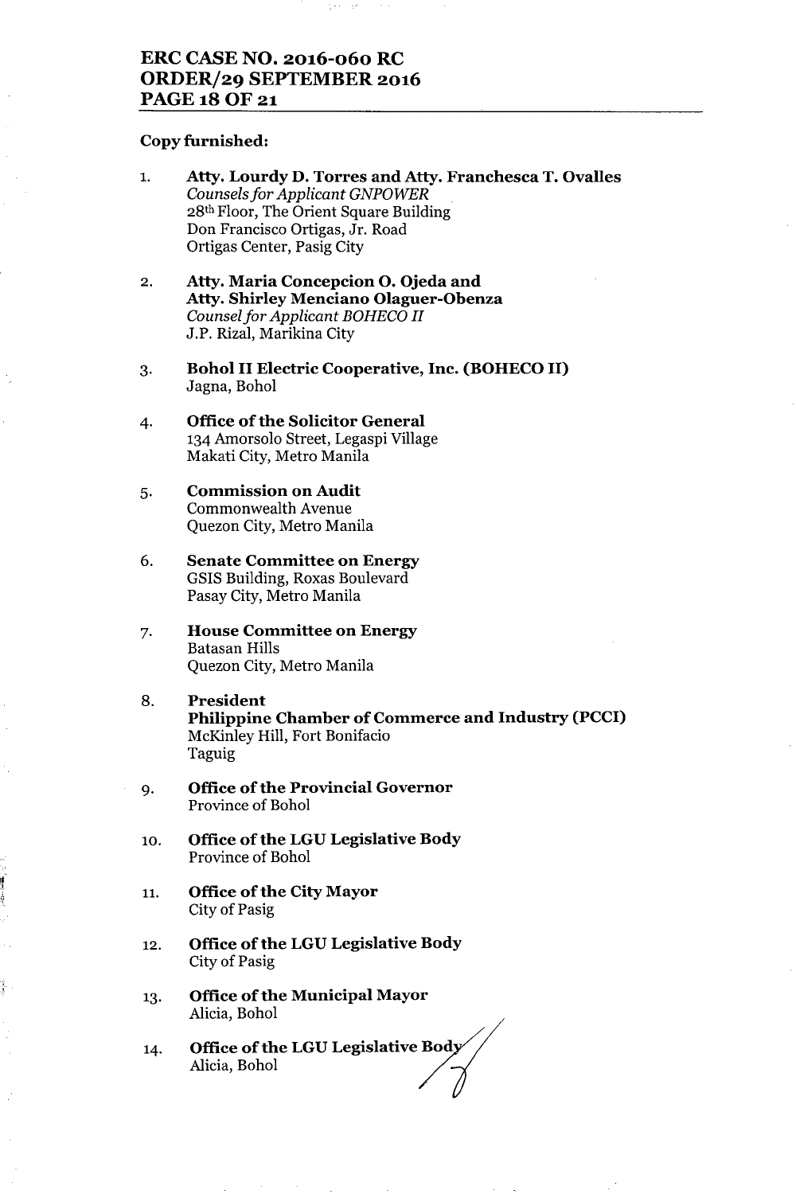**Copy furnished:**

1. **Atty. Lourdy D. Torres and Atty. Franchesca T. Ovalles**
   *Counsels for Applicant GNPOWER*
   28th Floor, The Orient Square Building
   Don Francisco Ortigas, Jr. Road
   Ortigas Center, Pasig City

2. **Atty. Maria Concepcion O. Ojeda and**
   **Atty. Shirley Menciano Olaguer-Obenza**
   *Counsel for Applicant BOHECO II*
   J.P. Rizal, Marikina City

3. **Bohol II Electric Cooperative, Inc. (BOHECO II)**
   Jagna, Bohol

4. **Office of the Solicitor General**
   134 Amorsolo Street, Legaspi Village
   Makati City, Metro Manila

5. **Commission on Audit**
   Commonwealth Avenue
   Quezon City, Metro Manila

6. **Senate Committee on Energy**
   GSIS Building, Roxas Boulevard
   Pasay City, Metro Manila

7. **House Committee on Energy**
   Batasan Hills
   Quezon City, Metro Manila

8. **President**
   **Philippine Chamber of Commerce and Industry (PCCI)**
   McKinley Hill, Fort Bonifacio
   Taguig

9. **Office of the Provincial Governor**
   Province of Bohol

10. **Office of the LGU Legislative Body**
    Province of Bohol

11. **Office of the City Mayor**
    City of Pasig

12. **Office of the LGU Legislative Body**
    City of Pasig

13. **Office of the Municipal Mayor**
    Alicia, Bohol

14. **Office of the LGU Legislative Body**
    Alicia, Bohol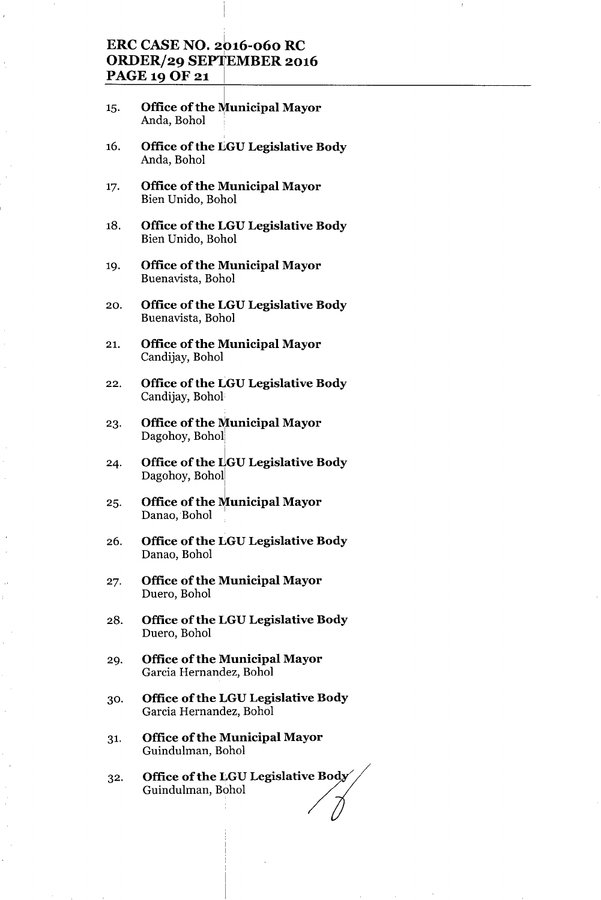15. **Office of the Municipal Mayor**
    Anda, Bohol

16. **Office of the LGU Legislative Body**
    Anda, Bohol

17. **Office of the Municipal Mayor**
    Bien Unido, Bohol

18. **Office of the LGU Legislative Body**
    Bien Unido, Bohol

19. **Office of the Municipal Mayor**
    Buenavista, Bohol

20. **Office of the LGU Legislative Body**
    Buenavista, Bohol

21. **Office of the Municipal Mayor**
    Candijay, Bohol

22. **Office of the LGU Legislative Body**
    Candijay, Bohol

23. **Office of the Municipal Mayor**
    Dagohoy, Bohol

24. **Office of the LGU Legislative Body**
    Dagohoy, Bohol

25. **Office of the Municipal Mayor**
    Danao, Bohol

26. **Office of the LGU Legislative Body**
    Danao, Bohol

27. **Office of the Municipal Mayor**
    Duero, Bohol

28. **Office of the LGU Legislative Body**
    Duero, Bohol

29. **Office of the Municipal Mayor**
    Garcia Hernandez, Bohol

30. **Office of the LGU Legislative Body**
    Garcia Hernandez, Bohol

31. **Office of the Municipal Mayor**
    Guindulman, Bohol

32. **Office of the LGU Legislative Body**
    Guindulman, Bohol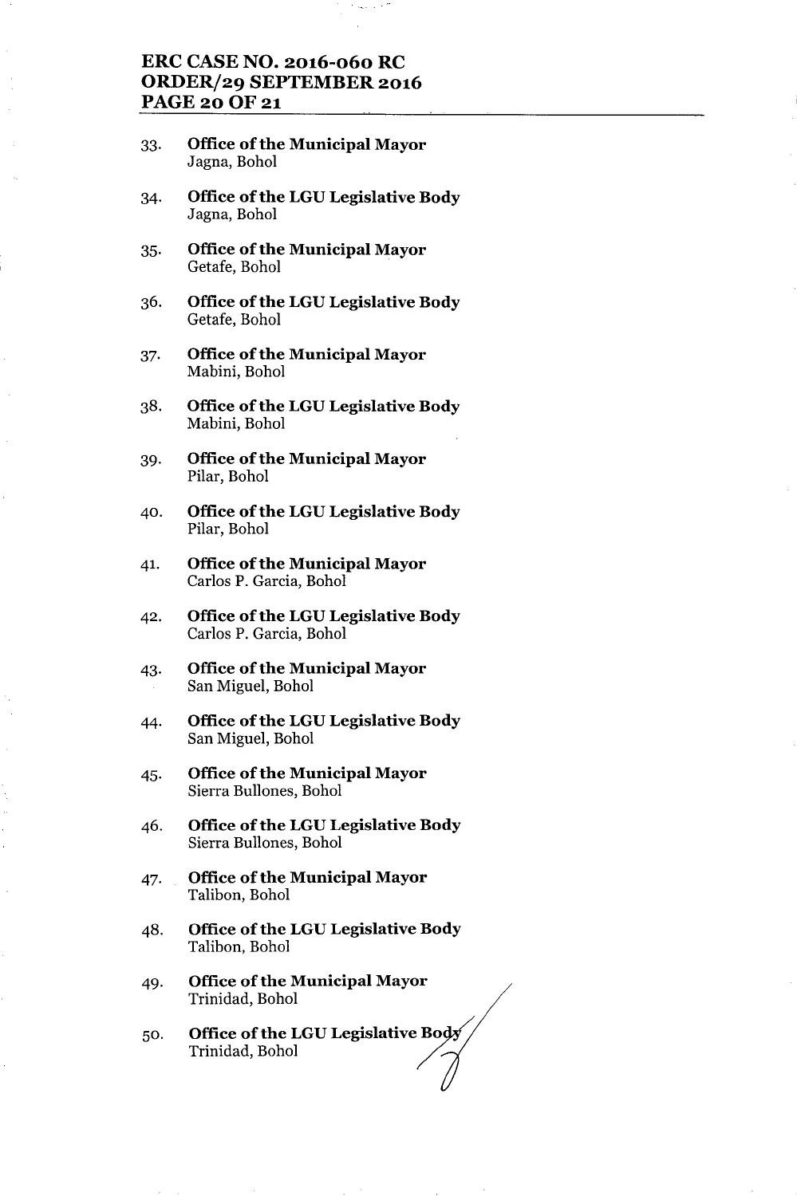33. **Office of the Municipal Mayor**
    Jagna, Bohol

34. **Office of the LGU Legislative Body**
    Jagna, Bohol

35. **Office of the Municipal Mayor**
    Getafe, Bohol

36. **Office of the LGU Legislative Body**
    Getafe, Bohol

37. **Office of the Municipal Mayor**
    Mabini, Bohol

38. **Office of the LGU Legislative Body**
    Mabini, Bohol

39. **Office of the Municipal Mayor**
    Pilar, Bohol

40. **Office of the LGU Legislative Body**
    Pilar, Bohol

41. **Office of the Municipal Mayor**
    Carlos P. Garcia, Bohol

42. **Office of the LGU Legislative Body**
    Carlos P. Garcia, Bohol

43. **Office of the Municipal Mayor**
    San Miguel, Bohol

44. **Office of the LGU Legislative Body**
    San Miguel, Bohol

45. **Office of the Municipal Mayor**
    Sierra Bullones, Bohol

46. **Office of the LGU Legislative Body**
    Sierra Bullones, Bohol

47. **Office of the Municipal Mayor**
    Talibon, Bohol

48. **Office of the LGU Legislative Body**
    Talibon, Bohol

49. **Office of the Municipal Mayor**
    Trinidad, Bohol

50. **Office of the LGU Legislative Body**
    Trinidad, Bohol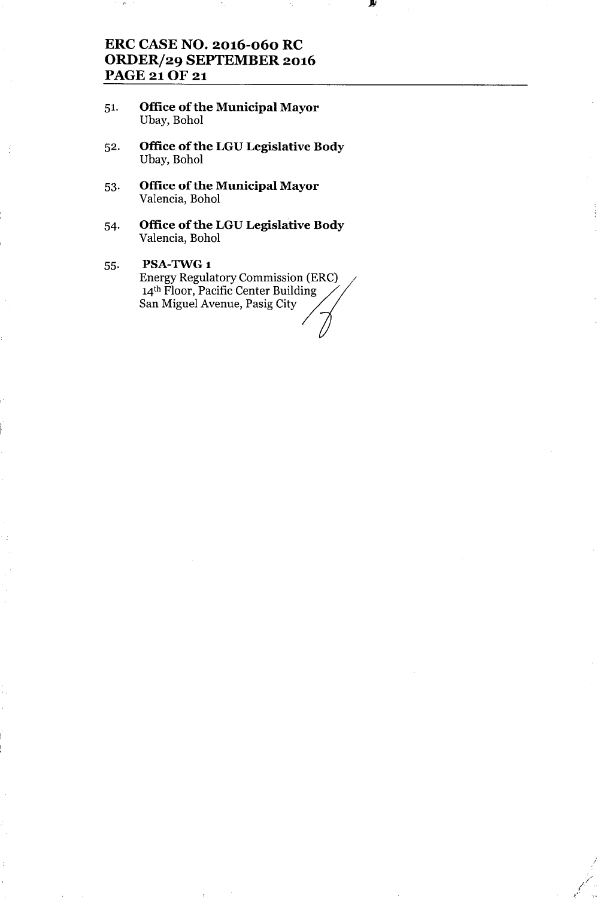51. **Office of the Municipal Mayor**
    Ubay, Bohol

52. **Office of the LGU Legislative Body**
    Ubay, Bohol

53. **Office of the Municipal Mayor**
    Valencia, Bohol

54. **Office of the LGU Legislative Body**
    Valencia, Bohol

55. **PSA-TWG 1**
    Energy Regulatory Commission (ERC)
    14th Floor, Pacific Center Building
    San Miguel Avenue, Pasig City